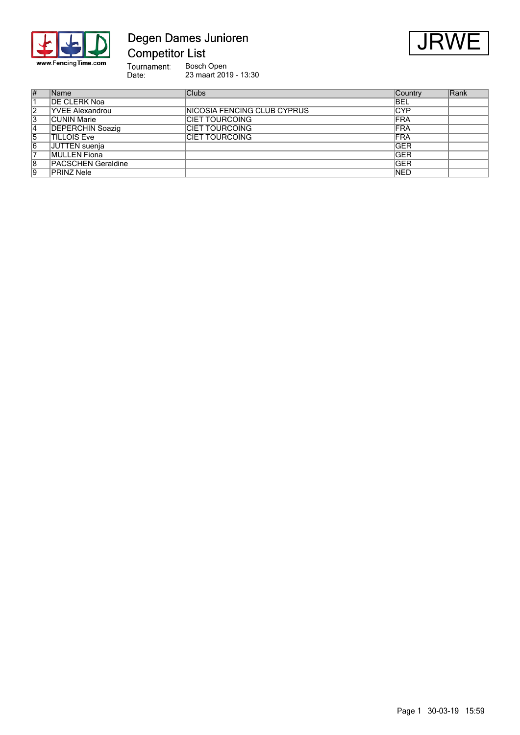# Degen Dames Junioren

## Competitor List

**JRWE**

Tournament: Bosch Open
Date: 23 maart 2019 - 13:30

| # | Name | Clubs | Country | Rank |
|---|---|---|---|---|
| 1 | DE CLERK Noa | | BEL | |
| 2 | YVEE Alexandrou | NICOSIA FENCING CLUB CYPRUS | CYP | |
| 3 | CUNIN Marie | CIET TOURCOING | FRA | |
| 4 | DEPERCHIN Soazig | CIET TOURCOING | FRA | |
| 5 | TILLOIS Eve | CIET TOURCOING | FRA | |
| 6 | JUTTEN suenja | | GER | |
| 7 | MULLEN Fiona | | GER | |
| 8 | PACSCHEN Geraldine | | GER | |
| 9 | PRINZ Nele | | NED | |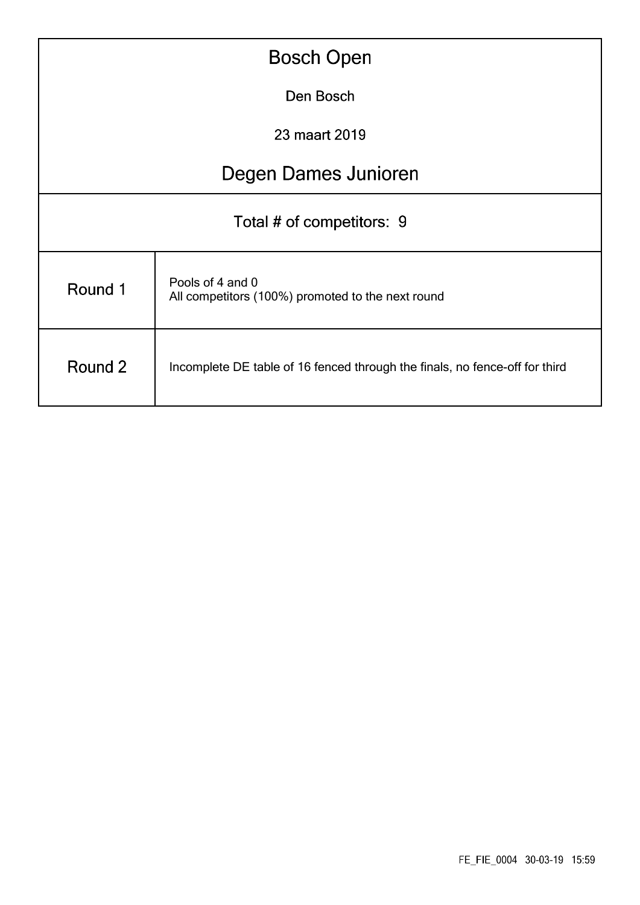# Bosch Open

Den Bosch

23 maart 2019

## Degen Dames Junioren

Total # of competitors: 9

| | |
|---|---|
| Round 1 | Pools of 4 and 0<br>All competitors (100%) promoted to the next round |
| Round 2 | Incomplete DE table of 16 fenced through the finals, no fence-off for third |

FE_FIE_0004 30-03-19 15:59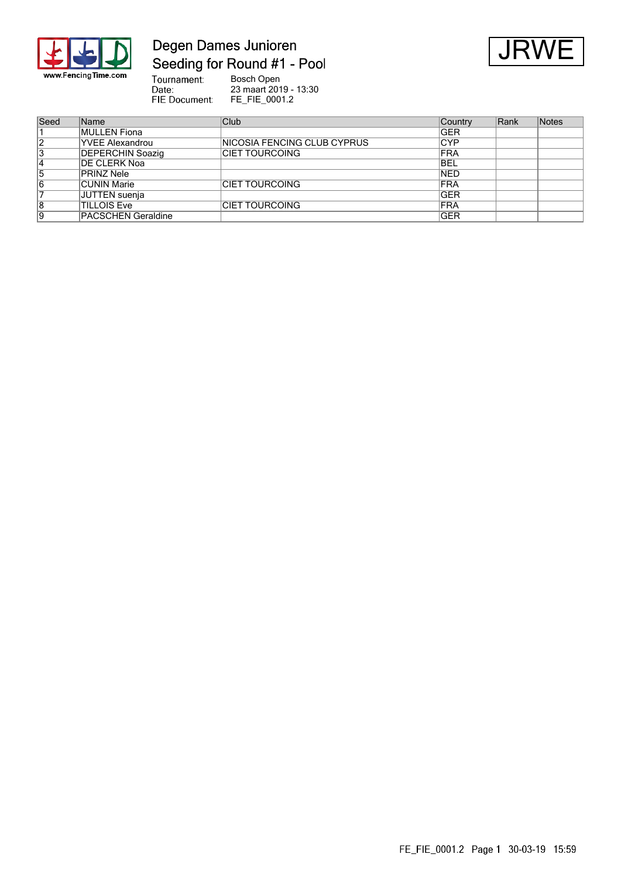# Degen Dames Junioren

## Seeding for Round #1 - Pool

**JRWE**

Tournament: Bosch Open
Date: 23 maart 2019 - 13:30
FIE Document: FE_FIE_0001.2

| Seed | Name | Club | Country | Rank | Notes |
|---|---|---|---|---|---|
| 1 | MULLEN Fiona | | GER | | |
| 2 | YVEE Alexandrou | NICOSIA FENCING CLUB CYPRUS | CYP | | |
| 3 | DEPERCHIN Soazig | CIET TOURCOING | FRA | | |
| 4 | DE CLERK Noa | | BEL | | |
| 5 | PRINZ Nele | | NED | | |
| 6 | CUNIN Marie | CIET TOURCOING | FRA | | |
| 7 | JUTTEN suenja | | GER | | |
| 8 | TILLOIS Eve | CIET TOURCOING | FRA | | |
| 9 | PACSCHEN Geraldine | | GER | | |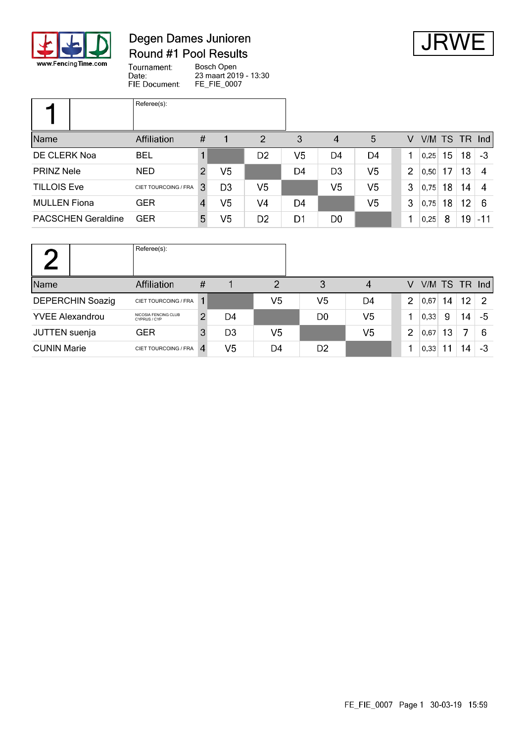# Degen Dames Junioren
## Round #1 Pool Results

**JRWE**

Tournament: Bosch Open
Date: 23 maart 2019 - 13:30
FIE Document: FE_FIE_0007

### 1

Referee(s):

| Name | Affiliation | # | 1 | 2 | 3 | 4 | 5 | V | V/M | TS | TR | Ind |
|---|---|---|---|---|---|---|---|---|---|---|---|---|
| DE CLERK Noa | BEL | 1 | | D2 | V5 | D4 | D4 | 1 | 0,25 | 15 | 18 | -3 |
| PRINZ Nele | NED | 2 | V5 | | D4 | D3 | V5 | 2 | 0,50 | 17 | 13 | 4 |
| TILLOIS Eve | CIET TOURCOING / FRA | 3 | D3 | V5 | | V5 | V5 | 3 | 0,75 | 18 | 14 | 4 |
| MULLEN Fiona | GER | 4 | V5 | V4 | D4 | | V5 | 3 | 0,75 | 18 | 12 | 6 |
| PACSCHEN Geraldine | GER | 5 | V5 | D2 | D1 | D0 | | 1 | 0,25 | 8 | 19 | -11 |

### 2

Referee(s):

| Name | Affiliation | # | 1 | 2 | 3 | 4 | V | V/M | TS | TR | Ind |
|---|---|---|---|---|---|---|---|---|---|---|---|
| DEPERCHIN Soazig | CIET TOURCOING / FRA | 1 | | V5 | V5 | D4 | 2 | 0,67 | 14 | 12 | 2 |
| YVEE Alexandrou | NICOSIA FENCING CLUB CYPRUS / CYP | 2 | D4 | | D0 | V5 | 1 | 0,33 | 9 | 14 | -5 |
| JUTTEN suenja | GER | 3 | D3 | V5 | | V5 | 2 | 0,67 | 13 | 7 | 6 |
| CUNIN Marie | CIET TOURCOING / FRA | 4 | V5 | D4 | D2 | | 1 | 0,33 | 11 | 14 | -3 |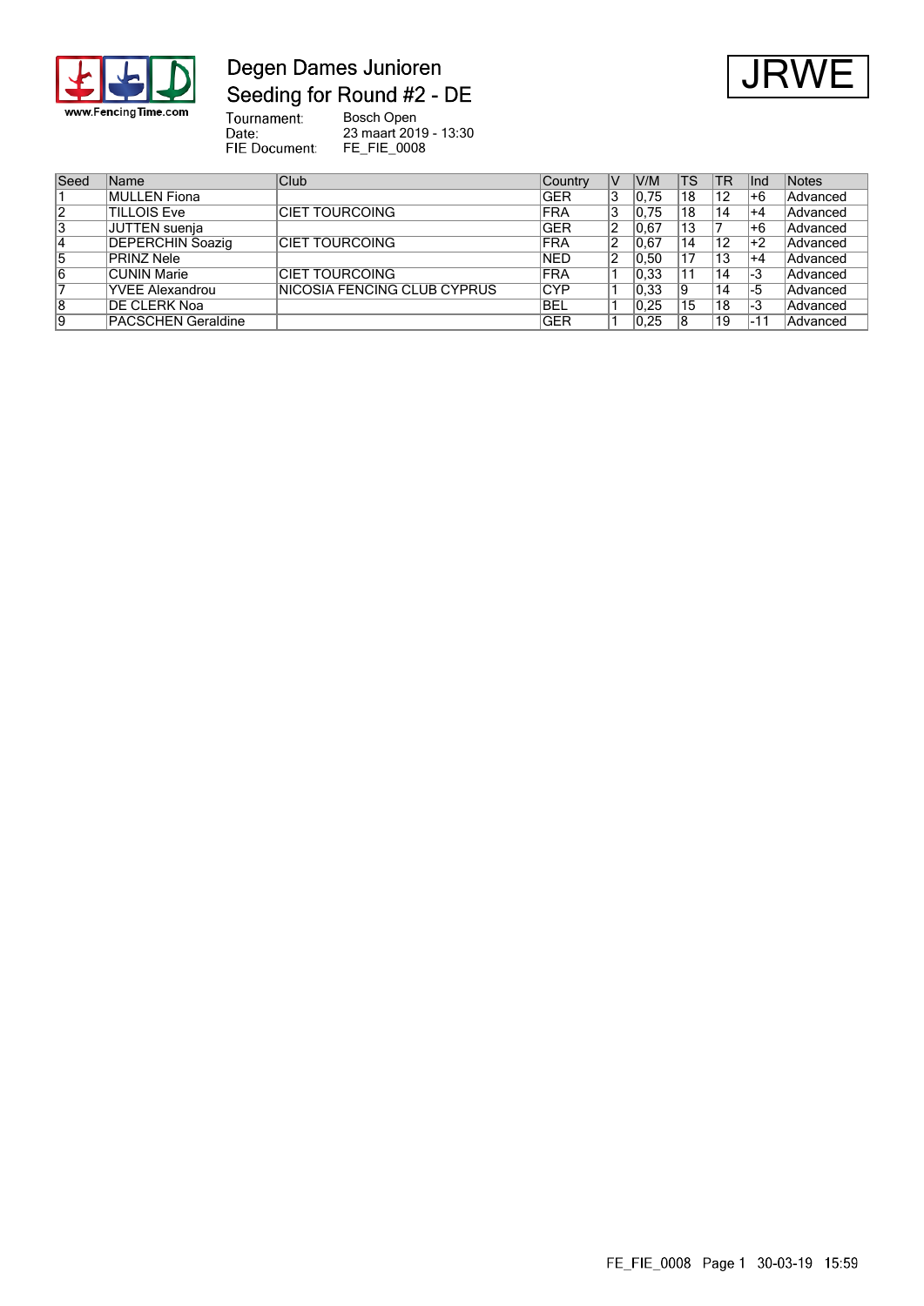# Degen Dames Junioren

## Seeding for Round #2 - DE

JRWE

Tournament: Bosch Open
Date: 23 maart 2019 - 13:30
FIE Document: FE_FIE_0008

| Seed | Name | Club | Country | V | V/M | TS | TR | Ind | Notes |
|---|---|---|---|---|---|---|---|---|---|
| 1 | MULLEN Fiona | | GER | 3 | 0,75 | 18 | 12 | +6 | Advanced |
| 2 | TILLOIS Eve | CIET TOURCOING | FRA | 3 | 0,75 | 18 | 14 | +4 | Advanced |
| 3 | JUTTEN suenja | | GER | 2 | 0,67 | 13 | 7 | +6 | Advanced |
| 4 | DEPERCHIN Soazig | CIET TOURCOING | FRA | 2 | 0,67 | 14 | 12 | +2 | Advanced |
| 5 | PRINZ Nele | | NED | 2 | 0,50 | 17 | 13 | +4 | Advanced |
| 6 | CUNIN Marie | CIET TOURCOING | FRA | 1 | 0,33 | 11 | 14 | -3 | Advanced |
| 7 | YVEE Alexandrou | NICOSIA FENCING CLUB CYPRUS | CYP | 1 | 0,33 | 9 | 14 | -5 | Advanced |
| 8 | DE CLERK Noa | | BEL | 1 | 0,25 | 15 | 18 | -3 | Advanced |
| 9 | PACSCHEN Geraldine | | GER | 1 | 0,25 | 8 | 19 | -11 | Advanced |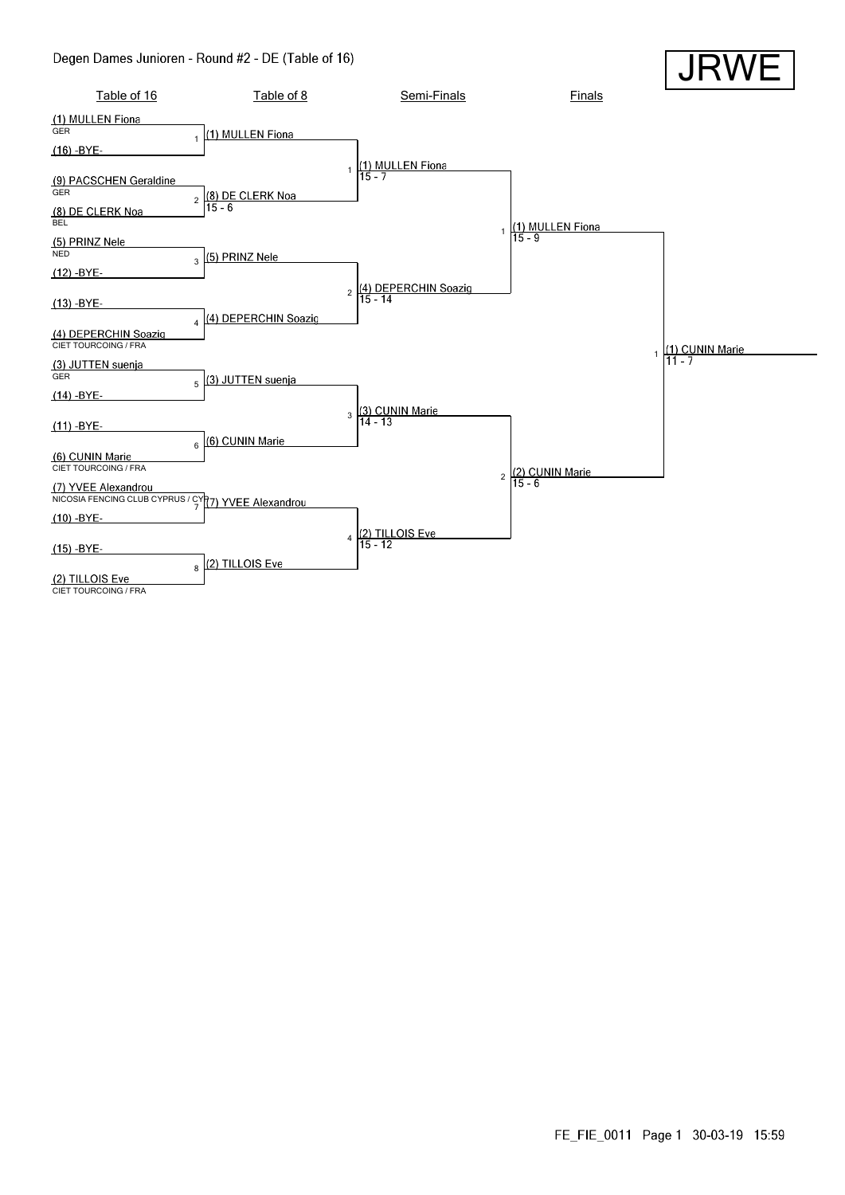# Degen Dames Junioren - Round #2 - DE (Table of 16)

JRWE

## Table of 16

| Match | Fencer | Club / Nation |
|---|---|---|
| 1 | (1) MULLEN Fiona | GER |
| 1 | (16) -BYE- | |
| 2 | (9) PACSCHEN Geraldine | GER |
| 2 | (8) DE CLERK Noa | BEL |
| 3 | (5) PRINZ Nele | NED |
| 3 | (12) -BYE- | |
| 4 | (13) -BYE- | |
| 4 | (4) DEPERCHIN Soazig | CIET TOURCOING / FRA |
| 5 | (3) JUTTEN suenja | GER |
| 5 | (14) -BYE- | |
| 6 | (11) -BYE- | |
| 6 | (6) CUNIN Marie | CIET TOURCOING / FRA |
| 7 | (7) YVEE Alexandrou | NICOSIA FENCING CLUB CYPRUS / CYP |
| 7 | (10) -BYE- | |
| 8 | (15) -BYE- | |
| 8 | (2) TILLOIS Eve | CIET TOURCOING / FRA |

## Table of 8

| Match | Winner | Score |
|---|---|---|
| 1 | (1) MULLEN Fiona | |
| 2 | (8) DE CLERK Noa | 15 - 6 |
| 3 | (5) PRINZ Nele | |
| 4 | (4) DEPERCHIN Soazig | |
| 5 | (3) JUTTEN suenja | |
| 6 | (6) CUNIN Marie | |
| 7 | (7) YVEE Alexandrou | |
| 8 | (2) TILLOIS Eve | |

## Semi-Finals

| Match | Winner | Score |
|---|---|---|
| 1 | (1) MULLEN Fiona | 15 - 7 |
| 2 | (4) DEPERCHIN Soazig | 15 - 14 |
| 3 | (3) CUNIN Marie | 14 - 13 |
| 4 | (2) TILLOIS Eve | 15 - 12 |

## Finals

| Match | Winner | Score |
|---|---|---|
| 1 | (1) MULLEN Fiona | 15 - 9 |
| 2 | (2) CUNIN Marie | 15 - 6 |

## Winner

| Match | Winner | Score |
|---|---|---|
| 1 | (1) CUNIN Marie | 11 - 7 |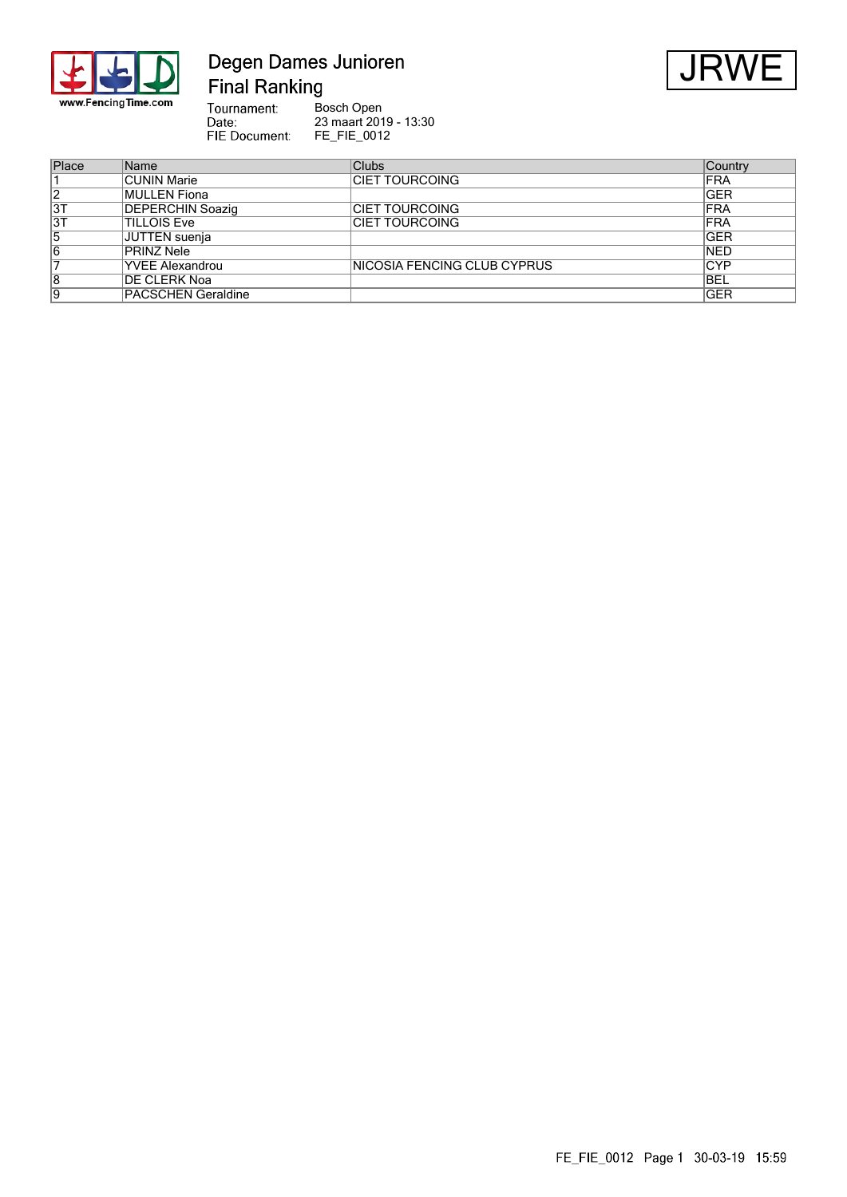# Degen Dames Junioren

## Final Ranking

JRWE

Tournament: Bosch Open
Date: 23 maart 2019 - 13:30
FIE Document: FE_FIE_0012

| Place | Name | Clubs | Country |
|---|---|---|---|
| 1 | CUNIN Marie | CIET TOURCOING | FRA |
| 2 | MULLEN Fiona | | GER |
| 3T | DEPERCHIN Soazig | CIET TOURCOING | FRA |
| 3T | TILLOIS Eve | CIET TOURCOING | FRA |
| 5 | JUTTEN suenja | | GER |
| 6 | PRINZ Nele | | NED |
| 7 | YVEE Alexandrou | NICOSIA FENCING CLUB CYPRUS | CYP |
| 8 | DE CLERK Noa | | BEL |
| 9 | PACSCHEN Geraldine | | GER |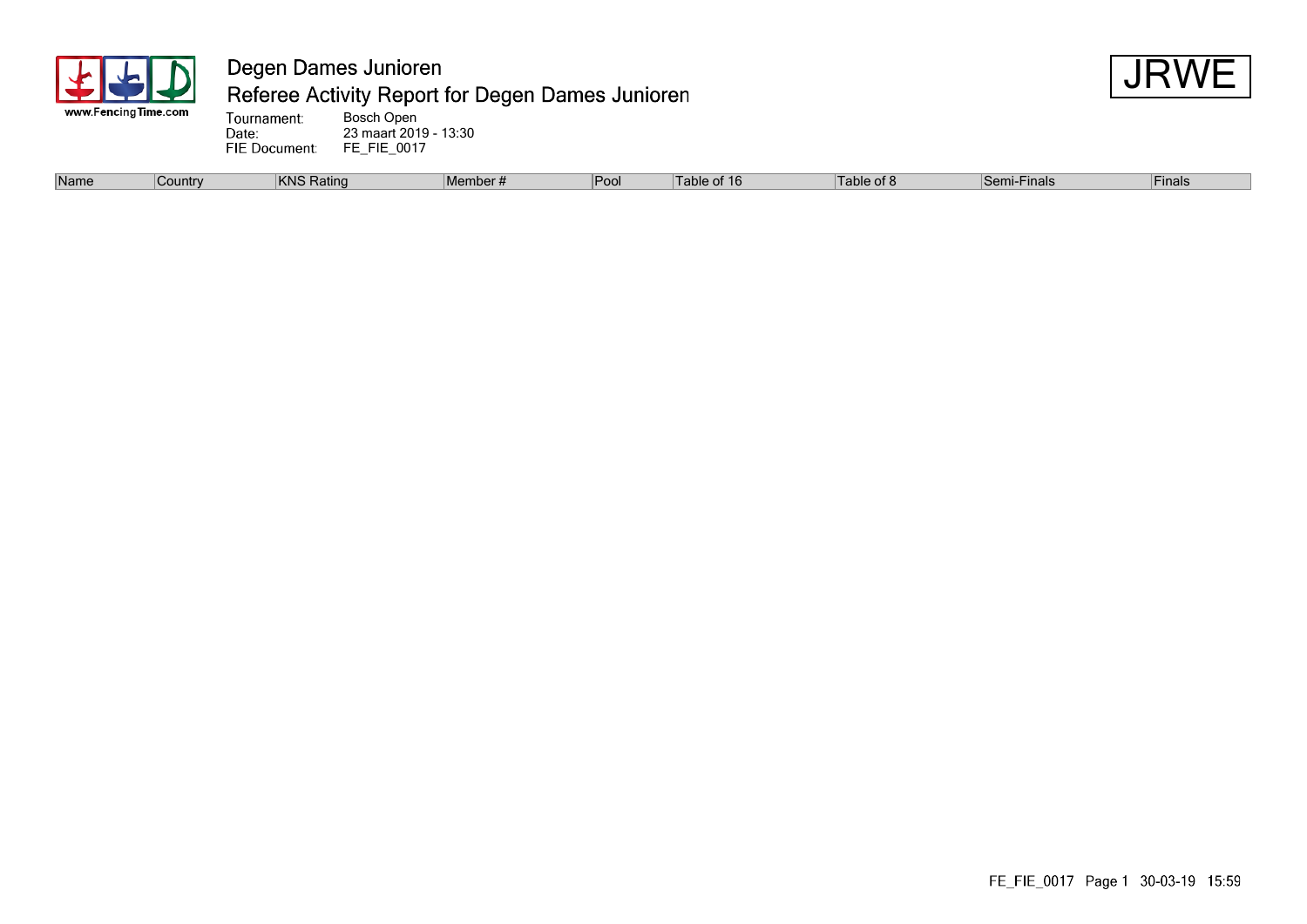# Degen Dames Junioren

## Referee Activity Report for Degen Dames Junioren

JRWE

Tournament: Bosch Open
Date: 23 maart 2019 - 13:30
FIE Document: FE_FIE_0017

| Name | Country | KNS Rating | Member # | Pool | Table of 16 | Table of 8 | Semi-Finals | Finals |
|---|---|---|---|---|---|---|---|---|